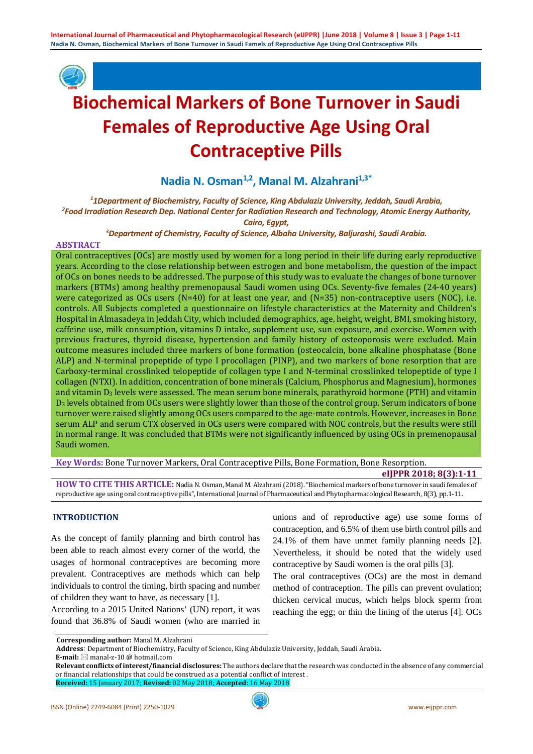# Biochemical Markers of Bone Turnover in Saudi Females of Reproductive Age Using Oral Contraceptive Pills

**Nadia N. Osman[1,2], Manal M. Alzahrani[1,3*]**

*[1]1Department of Biochemistry, Faculty of Science, King Abdulaziz University, Jeddah, Saudi Arabia,*
*[2]Food Irradiation Research Dep. National Center for Radiation Research and Technology, Atomic Energy Authority, Cairo, Egypt,*
*[3]Department of Chemistry, Faculty of Science, Albaha University, Baljurashi, Saudi Arabia.*

## ABSTRACT

Oral contraceptives (OCs) are mostly used by women for a long period in their life during early reproductive years. According to the close relationship between estrogen and bone metabolism, the question of the impact of OCs on bones needs to be addressed. The purpose of this study was to evaluate the changes of bone turnover markers (BTMs) among healthy premenopausal Saudi women using OCs. Seventy-five females (24-40 years) were categorized as OCs users (N=40) for at least one year, and (N=35) non-contraceptive users (NOC), i.e. controls. All Subjects completed a questionnaire on lifestyle characteristics at the Maternity and Children's Hospital in Almasadeya in Jeddah City, which included demographics, age, height, weight, BMI, smoking history, caffeine use, milk consumption, vitamins D intake, supplement use, sun exposure, and exercise. Women with previous fractures, thyroid disease, hypertension and family history of osteoporosis were excluded. Main outcome measures included three markers of bone formation (osteocalcin, bone alkaline phosphatase (Bone ALP) and N-terminal propeptide of type I procollagen (PINP), and two markers of bone resorption that are Carboxy-terminal crosslinked telopeptide of collagen type I and N-terminal crosslinked telopeptide of type I collagen (NTXI). In addition, concentration of bone minerals (Calcium, Phosphorus and Magnesium), hormones and vitamin $D_3$ levels were assessed. The mean serum bone minerals, parathyroid hormone (PTH) and vitamin $D_3$ levels obtained from OCs users were slightly lower than those of the control group. Serum indicators of bone turnover were raised slightly among OCs users compared to the age-mate controls. However, increases in Bone serum ALP and serum CTX observed in OCs users were compared with NOC controls, but the results were still in normal range. It was concluded that BTMs were not significantly influenced by using OCs in premenopausal Saudi women.

**Key Words:** Bone Turnover Markers, Oral Contraceptive Pills, Bone Formation, Bone Resorption.

**eIJPPR 2018; 8(3):1-11**

**HOW TO CITE THIS ARTICLE:** Nadia N. Osman, Manal M. Alzahrani (2018). "Biochemical markers of bone turnover in saudi females of reproductive age using oral contraceptive pills", International Journal of Pharmaceutical and Phytopharmacological Research, 8(3), pp.1-11.

## INTRODUCTION

As the concept of family planning and birth control has been able to reach almost every corner of the world, the usages of hormonal contraceptives are becoming more prevalent. Contraceptives are methods which can help individuals to control the timing, birth spacing and number of children they want to have, as necessary [1].

According to a 2015 United Nations' (UN) report, it was found that 36.8% of Saudi women (who are married in unions and of reproductive age) use some forms of contraception, and 6.5% of them use birth control pills and 24.1% of them have unmet family planning needs [2]. Nevertheless, it should be noted that the widely used contraceptive by Saudi women is the oral pills [3].

The oral contraceptives (OCs) are the most in demand method of contraception. The pills can prevent ovulation; thicken cervical mucus, which helps block sperm from reaching the egg; or thin the lining of the uterus [4]. OCs

**Corresponding author:** Manal M. Alzahrani
**Address**: Department of Biochemistry, Faculty of Science, King Abdulaziz University, Jeddah, Saudi Arabia.
**E-mail:** manal-z-10 @ hotmail.com
**Relevant conflicts of interest/financial disclosures:** The authors declare that the research was conducted in the absence of any commercial or financial relationships that could be construed as a potential conflict of interest .
**Received:** 15 January 2017; **Revised:** 02 May 2018; **Accepted:** 16 May 2018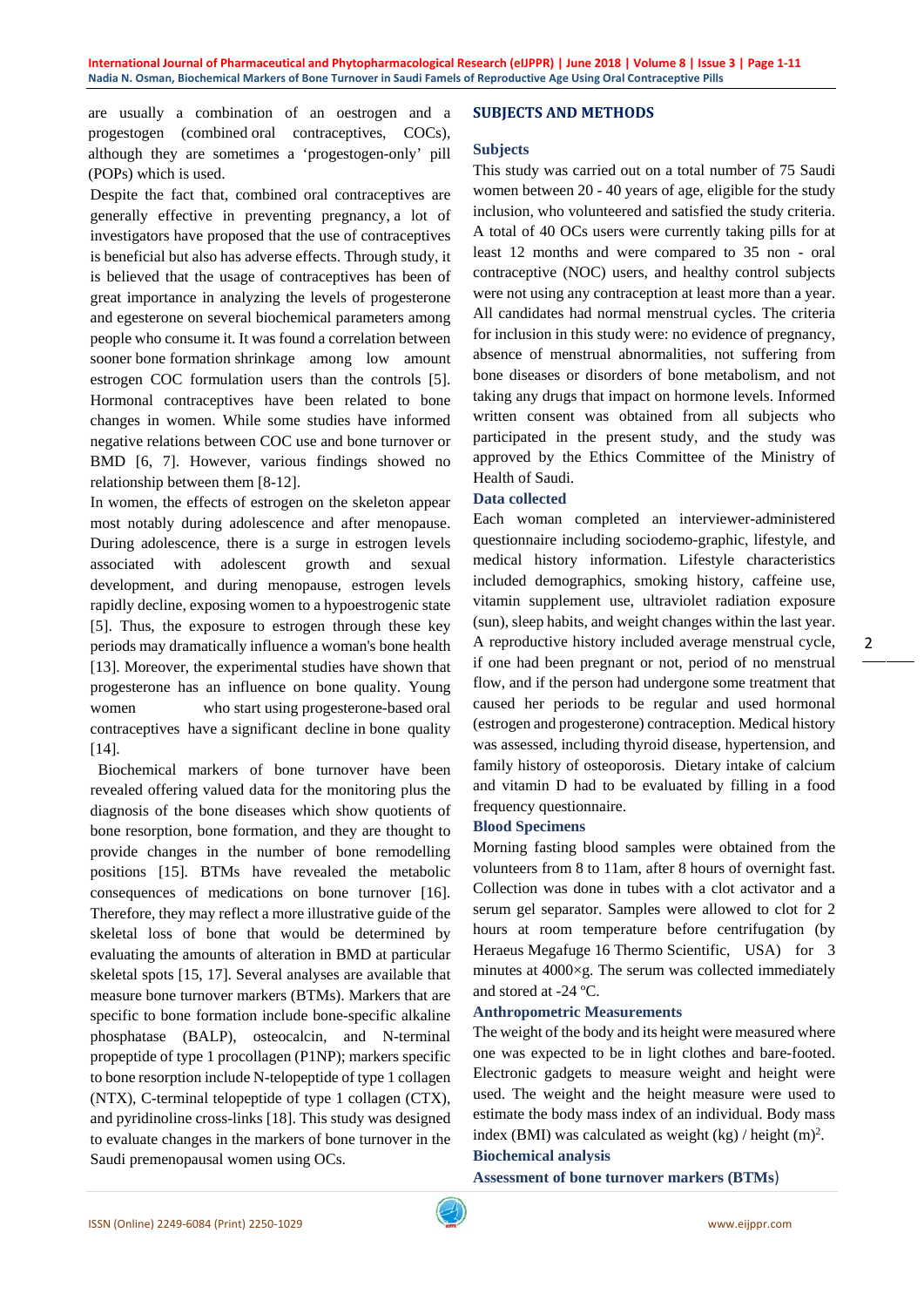are usually a combination of an oestrogen and a progestogen (combined oral contraceptives, COCs), although they are sometimes a 'progestogen-only' pill (POPs) which is used.

Despite the fact that, combined oral contraceptives are generally effective in preventing pregnancy, a lot of investigators have proposed that the use of contraceptives is beneficial but also has adverse effects. Through study, it is believed that the usage of contraceptives has been of great importance in analyzing the levels of progesterone and egesterone on several biochemical parameters among people who consume it. It was found a correlation between sooner bone formation shrinkage among low amount estrogen COC formulation users than the controls [5]. Hormonal contraceptives have been related to bone changes in women. While some studies have informed negative relations between COC use and bone turnover or BMD [6, 7]. However, various findings showed no relationship between them [8-12].

In women, the effects of estrogen on the skeleton appear most notably during adolescence and after menopause. During adolescence, there is a surge in estrogen levels associated with adolescent growth and sexual development, and during menopause, estrogen levels rapidly decline, exposing women to a hypoestrogenic state [5]. Thus, the exposure to estrogen through these key periods may dramatically influence a woman's bone health [13]. Moreover, the experimental studies have shown that progesterone has an influence on bone quality. Young women who start using progesterone-based oral contraceptives have a significant decline in bone quality [14].

Biochemical markers of bone turnover have been revealed offering valued data for the monitoring plus the diagnosis of the bone diseases which show quotients of bone resorption, bone formation, and they are thought to provide changes in the number of bone remodelling positions [15]. BTMs have revealed the metabolic consequences of medications on bone turnover [16]. Therefore, they may reflect a more illustrative guide of the skeletal loss of bone that would be determined by evaluating the amounts of alteration in BMD at particular skeletal spots [15, 17]. Several analyses are available that measure bone turnover markers (BTMs). Markers that are specific to bone formation include bone-specific alkaline phosphatase (BALP), osteocalcin, and N-terminal propeptide of type 1 procollagen (P1NP); markers specific to bone resorption include N-telopeptide of type 1 collagen (NTX), C-terminal telopeptide of type 1 collagen (CTX), and pyridinoline cross-links [18]. This study was designed to evaluate changes in the markers of bone turnover in the Saudi premenopausal women using OCs.

## SUBJECTS AND METHODS

### Subjects

This study was carried out on a total number of 75 Saudi women between 20 - 40 years of age, eligible for the study inclusion, who volunteered and satisfied the study criteria. A total of 40 OCs users were currently taking pills for at least 12 months and were compared to 35 non - oral contraceptive (NOC) users, and healthy control subjects were not using any contraception at least more than a year. All candidates had normal menstrual cycles. The criteria for inclusion in this study were: no evidence of pregnancy, absence of menstrual abnormalities, not suffering from bone diseases or disorders of bone metabolism, and not taking any drugs that impact on hormone levels. Informed written consent was obtained from all subjects who participated in the present study, and the study was approved by the Ethics Committee of the Ministry of Health of Saudi.

### Data collected

Each woman completed an interviewer-administered questionnaire including sociodemo-graphic, lifestyle, and medical history information. Lifestyle characteristics included demographics, smoking history, caffeine use, vitamin supplement use, ultraviolet radiation exposure (sun), sleep habits, and weight changes within the last year. A reproductive history included average menstrual cycle, if one had been pregnant or not, period of no menstrual flow, and if the person had undergone some treatment that caused her periods to be regular and used hormonal (estrogen and progesterone) contraception. Medical history was assessed, including thyroid disease, hypertension, and family history of osteoporosis. Dietary intake of calcium and vitamin D had to be evaluated by filling in a food frequency questionnaire.

### Blood Specimens

Morning fasting blood samples were obtained from the volunteers from 8 to 11am, after 8 hours of overnight fast. Collection was done in tubes with a clot activator and a serum gel separator. Samples were allowed to clot for 2 hours at room temperature before centrifugation (by Heraeus Megafuge 16 Thermo Scientific, USA) for 3 minutes at 4000×g. The serum was collected immediately and stored at -24 ºC.

### Anthropometric Measurements

The weight of the body and its height were measured where one was expected to be in light clothes and bare-footed. Electronic gadgets to measure weight and height were used. The weight and the height measure were used to estimate the body mass index of an individual. Body mass index (BMI) was calculated as weight (kg) / height $(m)^2$.

### Biochemical analysis

#### Assessment of bone turnover markers (BTMs)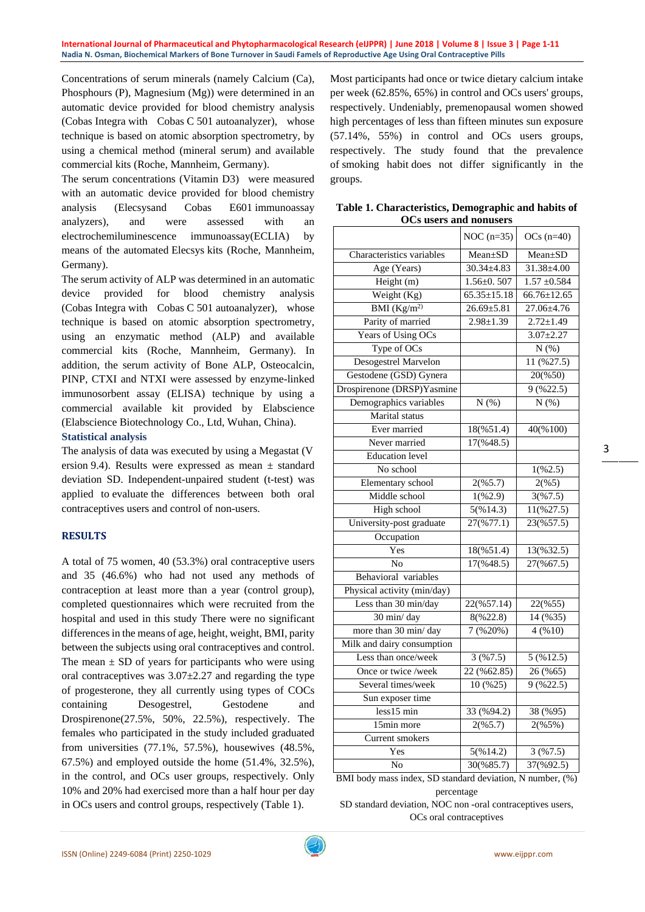Concentrations of serum minerals (namely Calcium (Ca), Phosphours (P), Magnesium (Mg)) were determined in an automatic device provided for blood chemistry analysis (Cobas Integra with Cobas C 501 autoanalyzer), whose technique is based on atomic absorption spectrometry, by using a chemical method (mineral serum) and available commercial kits (Roche, Mannheim, Germany).

The serum concentrations (Vitamin D3) were measured with an automatic device provided for blood chemistry analysis (Elecsysand Cobas E601 immunoassay analyzers), and were assessed with an electrochemiluminescence immunoassay(ECLIA) by means of the automated Elecsys kits (Roche, Mannheim, Germany).

The serum activity of ALP was determined in an automatic device provided for blood chemistry analysis (Cobas Integra with Cobas C 501 autoanalyzer), whose technique is based on atomic absorption spectrometry, using an enzymatic method (ALP) and available commercial kits (Roche, Mannheim, Germany). In addition, the serum activity of Bone ALP, Osteocalcin, PINP, CTXI and NTXI were assessed by enzyme-linked immunosorbent assay (ELISA) technique by using a commercial available kit provided by Elabscience (Elabscience Biotechnology Co., Ltd, Wuhan, China).

### Statistical analysis

The analysis of data was executed by using a Megastat (V ersion 9.4). Results were expressed as mean ± standard deviation SD. Independent-unpaired student (t-test) was applied to evaluate the differences between both oral contraceptives users and control of non-users.

## RESULTS

A total of 75 women, 40 (53.3%) oral contraceptive users and 35 (46.6%) who had not used any methods of contraception at least more than a year (control group), completed questionnaires which were recruited from the hospital and used in this study There were no significant differences in the means of age, height, weight, BMI, parity between the subjects using oral contraceptives and control. The mean ± SD of years for participants who were using oral contraceptives was 3.07±2.27 and regarding the type of progesterone, they all currently using types of COCs containing Desogestrel, Gestodene and Drospirenone(27.5%, 50%, 22.5%), respectively. The females who participated in the study included graduated from universities (77.1%, 57.5%), housewives (48.5%, 67.5%) and employed outside the home (51.4%, 32.5%), in the control, and OCs user groups, respectively. Only 10% and 20% had exercised more than a half hour per day in OCs users and control groups, respectively (Table 1).

Most participants had once or twice dietary calcium intake per week (62.85%, 65%) in control and OCs users' groups, respectively. Undeniably, premenopausal women showed high percentages of less than fifteen minutes sun exposure (57.14%, 55%) in control and OCs users groups, respectively. The study found that the prevalence of smoking habit does not differ significantly in the groups.

**Table 1. Characteristics, Demographic and habits of OCs users and nonusers**

| | NOC (n=35) | OCs (n=40) |
|---|---|---|
| Characteristics variables | Mean±SD | Mean±SD |
| Age (Years) | 30.34±4.83 | 31.38±4.00 |
| Height (m) | 1.56±0. 507 | 1.57 ±0.584 |
| Weight (Kg) | 65.35±15.18 | 66.76±12.65 |
| BMI (Kg/m$^2$) | 26.69±5.81 | 27.06±4.76 |
| Parity of married | 2.98±1.39 | 2.72±1.49 |
| Years of Using OCs | | 3.07±2.27 |
| Type of OCs | | N (%) |
| Desogestrel Marvelon | | 11 (%27.5) |
| Gestodene (GSD) Gynera | | 20(%50) |
| Drospirenone (DRSP)Yasmine | | 9 (%22.5) |
| Demographics variables | N (%) | N (%) |
| Marital status | | |
| Ever married | 18(%51.4) | 40(%100) |
| Never married | 17(%48.5) | |
| Education level | | |
| No school | | 1(%2.5) |
| Elementary school | 2(%5.7) | 2(%5) |
| Middle school | 1(%2.9) | 3(%7.5) |
| High school | 5(%14.3) | 11(%27.5) |
| University-post graduate | 27(%77.1) | 23(%57.5) |
| Occupation | | |
| Yes | 18(%51.4) | 13(%32.5) |
| No | 17(%48.5) | 27(%67.5) |
| Behavioral variables | | |
| Physical activity (min/day) | | |
| Less than 30 min/day | 22(%57.14) | 22(%55) |
| 30 min/ day | 8(%22.8) | 14 (%35) |
| more than 30 min/ day | 7 (%20%) | 4 (%10) |
| Milk and dairy consumption | | |
| Less than once/week | 3 (%7.5) | 5 (%12.5) |
| Once or twice /week | 22 (%62.85) | 26 (%65) |
| Several times/week | 10 (%25) | 9 (%22.5) |
| Sun exposer time | | |
| less15 min | 33 (%94.2) | 38 (%95) |
| 15min more | 2(%5.7) | 2(%5%) |
| Current smokers | | |
| Yes | 5(%14.2) | 3 (%7.5) |
| No | 30(%85.7) | 37(%92.5) |

BMI body mass index, SD standard deviation, N number, (%) percentage

SD standard deviation, NOC non -oral contraceptives users, OCs oral contraceptives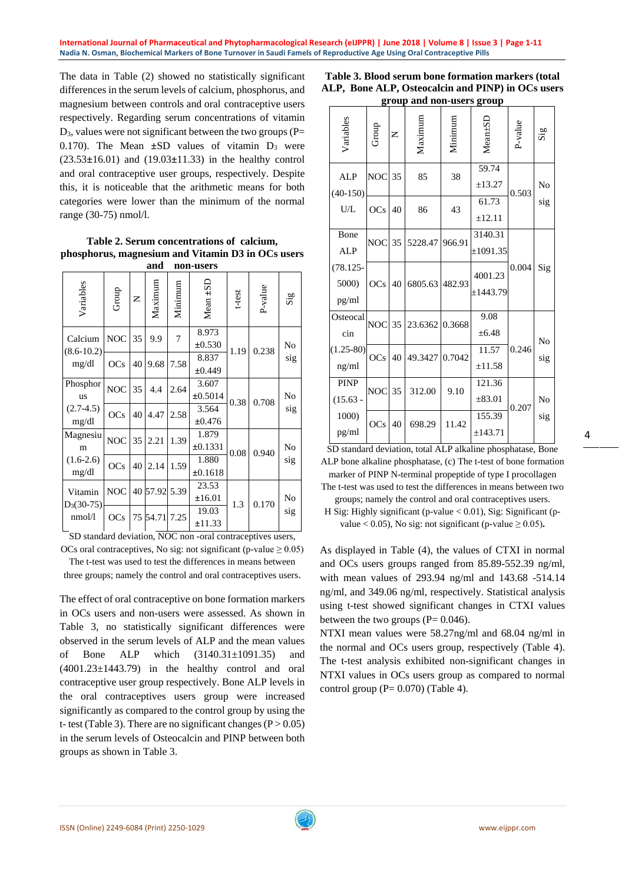The data in Table (2) showed no statistically significant differences in the serum levels of calcium, phosphorus, and magnesium between controls and oral contraceptive users respectively. Regarding serum concentrations of vitamin $D_3$, values were not significant between the two groups (P= 0.170). The Mean ±SD values of vitamin $D_3$ were (23.53±16.01) and (19.03±11.33) in the healthy control and oral contraceptive user groups, respectively. Despite this, it is noticeable that the arithmetic means for both categories were lower than the minimum of the normal range (30-75) nmol/l.

**Table 2. Serum concentrations of calcium, phosphorus, magnesium and Vitamin D3 in OCs users and non-users**

| Variables | Group | N | Maximum | Minimum | Mean ±SD | t-test | P-value | Sig |
|---|---|---|---|---|---|---|---|---|
| Calcium (8.6-10.2) mg/dl | NOC | 35 | 9.9 | 7 | 8.973 ±0.530 | 1.19 | 0.238 | No sig |
| | OCs | 40 | 9.68 | 7.58 | 8.837 ±0.449 | | | |
| Phosphorus (2.7-4.5) mg/dl | NOC | 35 | 4.4 | 2.64 | 3.607 ±0.5014 | 0.38 | 0.708 | No sig |
| | OCs | 40 | 4.47 | 2.58 | 3.564 ±0.476 | | | |
| Magnesium (1.6-2.6) mg/dl | NOC | 35 | 2.21 | 1.39 | 1.879 ±0.1331 | 0.08 | 0.940 | No sig |
| | OCs | 40 | 2.14 | 1.59 | 1.880 ±0.1618 | | | |
| Vitamin $D_3$(30-75) nmol/l | NOC | 40 | 57.92 | 5.39 | 23.53 ±16.01 | 1.3 | 0.170 | No sig |
| | OCs | 75 | 54.71 | 7.25 | 19.03 ±11.33 | | | |

SD standard deviation, NOC non -oral contraceptives users, OCs oral contraceptives, No sig: not significant (p-value ≥ 0.05) The t-test was used to test the differences in means between three groups; namely the control and oral contraceptives users.

The effect of oral contraceptive on bone formation markers in OCs users and non-users were assessed. As shown in Table 3, no statistically significant differences were observed in the serum levels of ALP and the mean values of Bone ALP which (3140.31±1091.35) and (4001.23±1443.79) in the healthy control and oral contraceptive user group respectively. Bone ALP levels in the oral contraceptive users group were increased significantly as compared to the control group by using the t- test (Table 3). There are no significant changes (P > 0.05) in the serum levels of Osteocalcin and PINP between both groups as shown in Table 3.

**Table 3. Blood serum bone formation markers (total ALP, Bone ALP, Osteocalcin and PINP) in OCs users group and non-users group**

| Variables | Group | N | Maximum | Minimum | Mean±SD | P-value | Sig |
|---|---|---|---|---|---|---|---|
| ALP (40-150) U/L | NOC | 35 | 85 | 38 | 59.74 ±13.27 | 0.503 | No sig |
| | OCs | 40 | 86 | 43 | 61.73 ±12.11 | | |
| Bone ALP (78.125-5000) pg/ml | NOC | 35 | 5228.47 | 966.91 | 3140.31 ±1091.35 | 0.004 | Sig |
| | OCs | 40 | 6805.63 | 482.93 | 4001.23 ±1443.79 | | |
| Osteocalcin (1.25-80) ng/ml | NOC | 35 | 23.6362 | 0.3668 | 9.08 ±6.48 | 0.246 | No sig |
| | OCs | 40 | 49.3427 | 0.7042 | 11.57 ±11.58 | | |
| PINP (15.63 - 1000) pg/ml | NOC | 35 | 312.00 | 9.10 | 121.36 ±83.01 | 0.207 | No sig |
| | OCs | 40 | 698.29 | 11.42 | 155.39 ±143.71 | | |

SD standard deviation, total ALP alkaline phosphatase, Bone ALP bone alkaline phosphatase, (c) The t-test of bone formation marker of PINP N-terminal propeptide of type I procollagen The t-test was used to test the differences in means between two groups; namely the control and oral contraceptives users. H Sig: Highly significant (p-value < 0.01), Sig: Significant (p-value < 0.05), No sig: not significant (p-value ≥ 0.05).

As displayed in Table (4), the values of CTXI in normal and OCs users groups ranged from 85.89-552.39 ng/ml, with mean values of 293.94 ng/ml and 143.68 -514.14 ng/ml, and 349.06 ng/ml, respectively. Statistical analysis using t-test showed significant changes in CTXI values between the two groups (P= 0.046).

NTXI mean values were 58.27ng/ml and 68.04 ng/ml in the normal and OCs users group, respectively (Table 4). The t-test analysis exhibited non-significant changes in NTXI values in OCs users group as compared to normal control group (P= 0.070) (Table 4).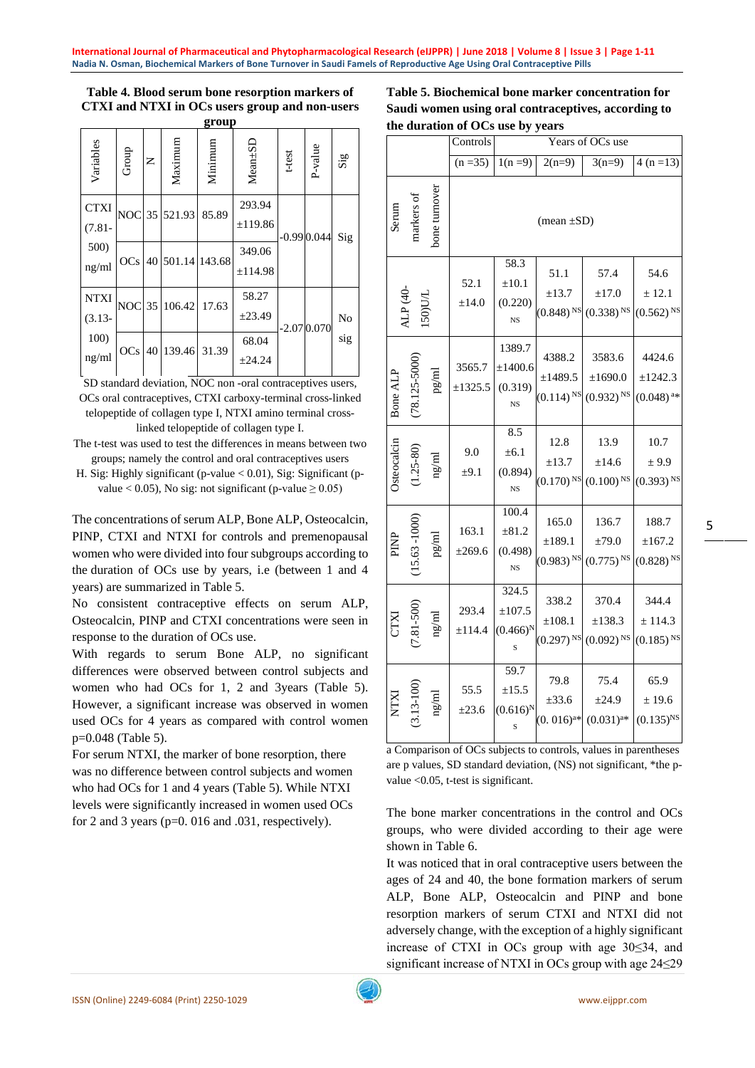**Table 4. Blood serum bone resorption markers of CTXI and NTXI in OCs users group and non-users group**

| Variables | Group | N | Maximum | Minimum | Mean±SD | t-test | P-value | Sig |
|---|---|---|---|---|---|---|---|---|
| CTXI (7.81-500) ng/ml | NOC | 35 | 521.93 | 85.89 | 293.94 ±119.86 | -0.99 | 0.044 | Sig |
| | OCs | 40 | 501.14 | 143.68 | 349.06 ±114.98 | | | |
| NTXI (3.13-100) ng/ml | NOC | 35 | 106.42 | 17.63 | 58.27 ±23.49 | -2.07 | 0.070 | No sig |
| | OCs | 40 | 139.46 | 31.39 | 68.04 ±24.24 | | | |

SD standard deviation, NOC non -oral contraceptives users, OCs oral contraceptives, CTXI carboxy-terminal cross-linked telopeptide of collagen type I, NTXI amino terminal cross-linked telopeptide of collagen type I.

The t-test was used to test the differences in means between two groups; namely the control and oral contraceptives users

H. Sig: Highly significant (p-value < 0.01), Sig: Significant (p-value < 0.05), No sig: not significant (p-value ≥ 0.05)

The concentrations of serum ALP, Bone ALP, Osteocalcin, PINP, CTXI and NTXI for controls and premenopausal women who were divided into four subgroups according to the duration of OCs use by years, i.e (between 1 and 4 years) are summarized in Table 5.

No consistent contraceptive effects on serum ALP, Osteocalcin, PINP and CTXI concentrations were seen in response to the duration of OCs use.

With regards to serum Bone ALP, no significant differences were observed between control subjects and women who had OCs for 1, 2 and 3years (Table 5). However, a significant increase was observed in women used OCs for 4 years as compared with control women p=0.048 (Table 5).

For serum NTXI, the marker of bone resorption, there was no difference between control subjects and women who had OCs for 1 and 4 years (Table 5). While NTXI levels were significantly increased in women used OCs for 2 and 3 years (p=0. 016 and .031, respectively).

**Table 5. Biochemical bone marker concentration for Saudi women using oral contraceptives, according to the duration of OCs use by years**

| | Controls | Years of OCs use | | | |
|---|---|---|---|---|---|
| | (n =35) | 1(n =9) | 2(n=9) | 3(n=9) | 4 (n =13) |
| Serum markers of bone turnover | (mean ±SD) | | | | |
| ALP (40-150)U/L | 52.1 ±14.0 | 58.3 ±10.1 (0.220) NS | 51.1 ±13.7 (0.848) NS | 57.4 ±17.0 (0.338) NS | 54.6 ± 12.1 (0.562) NS |
| Bone ALP (78.125-5000) pg/ml | 3565.7 ±1325.5 | 1389.7 ±1400.6 (0.319) NS | 4388.2 ±1489.5 (0.114) NS | 3583.6 ±1690.0 (0.932) NS | 4424.6 ±1242.3 (0.048) a* |
| Osteocalcin (1.25-80) ng/ml | 9.0 ±9.1 | 8.5 ±6.1 (0.894) NS | 12.8 ±13.7 (0.170) NS | 13.9 ±14.6 (0.100) NS | 10.7 ± 9.9 (0.393) NS |
| PINP (15.63 -1000) pg/ml | 163.1 ±269.6 | 100.4 ±81.2 (0.498) NS | 165.0 ±189.1 (0.983) NS | 136.7 ±79.0 (0.775) NS | 188.7 ±167.2 (0.828) NS |
| CTXI (7.81-500) ng/ml | 293.4 ±114.4 | 324.5 ±107.5 (0.466) NS | 338.2 ±108.1 (0.297) NS | 370.4 ±138.3 (0.092) NS | 344.4 ± 114.3 (0.185) NS |
| NTXI (3.13-100) ng/ml | 55.5 ±23.6 | 59.7 ±15.5 (0.616) NS | 79.8 ±33.6 (0. 016) a* | 75.4 ±24.9 (0.031) a* | 65.9 ± 19.6 (0.135) NS |

a Comparison of OCs subjects to controls, values in parentheses are p values, SD standard deviation, (NS) not significant, *the p-value <0.05, t-test is significant.

The bone marker concentrations in the control and OCs groups, who were divided according to their age were shown in Table 6.

It was noticed that in oral contraceptive users between the ages of 24 and 40, the bone formation markers of serum ALP, Bone ALP, Osteocalcin and PINP and bone resorption markers of serum CTXI and NTXI did not adversely change, with the exception of a highly significant increase of CTXI in OCs group with age 30≤34, and significant increase of NTXI in OCs group with age 24≤29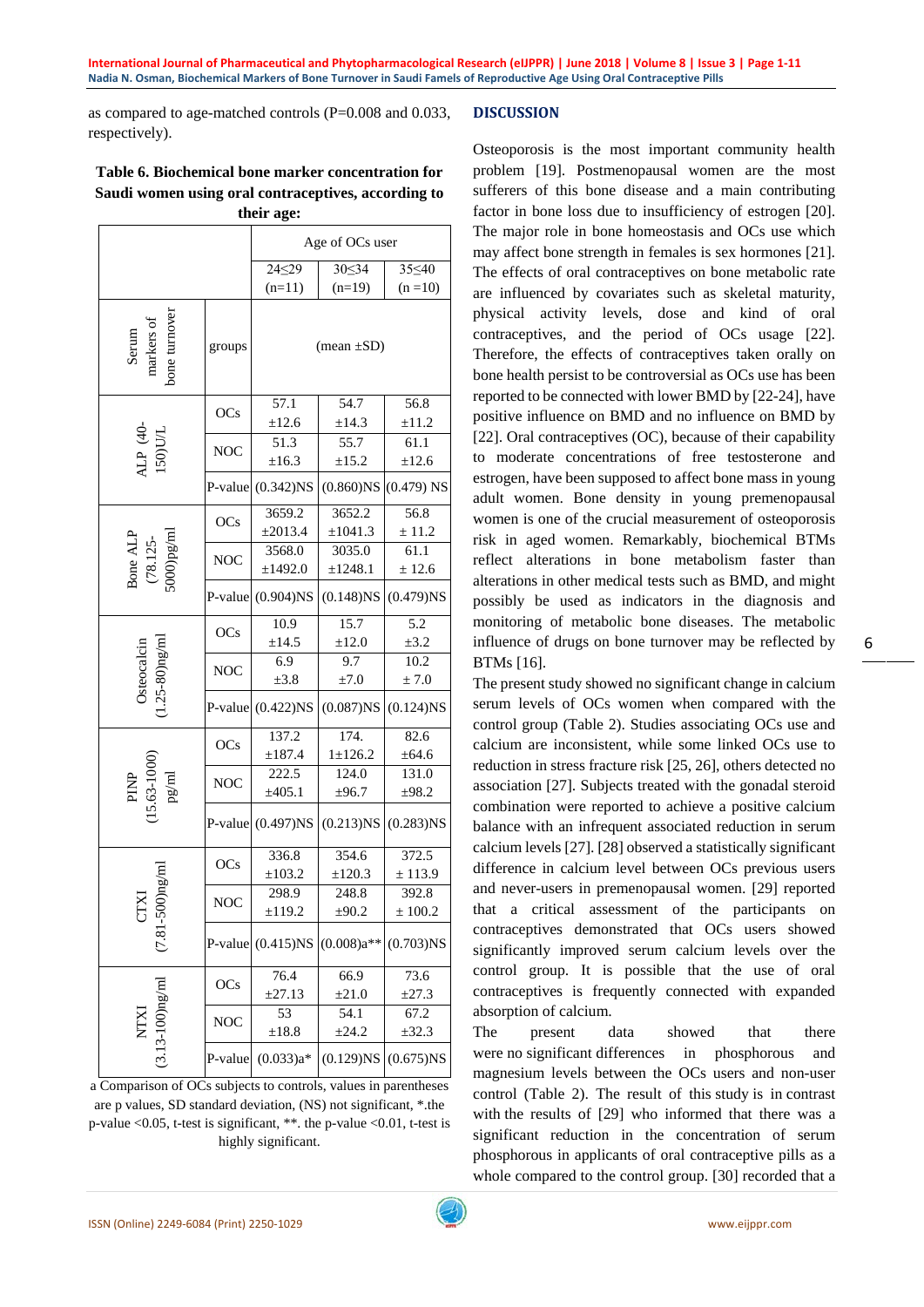as compared to age-matched controls (P=0.008 and 0.033, respectively).

**Table 6. Biochemical bone marker concentration for Saudi women using oral contraceptives, according to their age:**

| | | Age of OCs user | | |
|---|---|---|---|---|
| | | 24≤29 (n=11) | 30≤34 (n=19) | 35≤40 (n =10) |
| Serum markers of bone turnover | groups | (mean ±SD) | | |
| ALP (40-150)U/L | OCs | 57.1 ±12.6 | 54.7 ±14.3 | 56.8 ±11.2 |
| | NOC | 51.3 ±16.3 | 55.7 ±15.2 | 61.1 ±12.6 |
| | P-value | (0.342)NS | (0.860)NS | (0.479) NS |
| Bone ALP (78.125-5000)pg/ml | OCs | 3659.2 ±2013.4 | 3652.2 ±1041.3 | 56.8 ± 11.2 |
| | NOC | 3568.0 ±1492.0 | 3035.0 ±1248.1 | 61.1 ± 12.6 |
| | P-value | (0.904)NS | (0.148)NS | (0.479)NS |
| Osteocalcin (1.25-80)ng/ml | OCs | 10.9 ±14.5 | 15.7 ±12.0 | 5.2 ±3.2 |
| | NOC | 6.9 ±3.8 | 9.7 ±7.0 | 10.2 ± 7.0 |
| | P-value | (0.422)NS | (0.087)NS | (0.124)NS |
| PINP (15.63-1000) pg/ml | OCs | 137.2 ±187.4 | 174. 1±126.2 | 82.6 ±64.6 |
| | NOC | 222.5 ±405.1 | 124.0 ±96.7 | 131.0 ±98.2 |
| | P-value | (0.497)NS | (0.213)NS | (0.283)NS |
| CTXI (7.81-500)ng/ml | OCs | 336.8 ±103.2 | 354.6 ±120.3 | 372.5 ± 113.9 |
| | NOC | 298.9 ±119.2 | 248.8 ±90.2 | 392.8 ± 100.2 |
| | P-value | (0.415)NS | (0.008)a** | (0.703)NS |
| NTXI (3.13-100)ng/ml | OCs | 76.4 ±27.13 | 66.9 ±21.0 | 73.6 ±27.3 |
| | NOC | 53 ±18.8 | 54.1 ±24.2 | 67.2 ±32.3 |
| | P-value | (0.033)a* | (0.129)NS | (0.675)NS |

a Comparison of OCs subjects to controls, values in parentheses are p values, SD standard deviation, (NS) not significant, *.the p-value <0.05, t-test is significant, **. the p-value <0.01, t-test is highly significant.

## DISCUSSION

Osteoporosis is the most important community health problem [19]. Postmenopausal women are the most sufferers of this bone disease and a main contributing factor in bone loss due to insufficiency of estrogen [20]. The major role in bone homeostasis and OCs use which may affect bone strength in females is sex hormones [21]. The effects of oral contraceptives on bone metabolic rate are influenced by covariates such as skeletal maturity, physical activity levels, dose and kind of oral contraceptives, and the period of OCs usage [22]. Therefore, the effects of contraceptives taken orally on bone health persist to be controversial as OCs use has been reported to be connected with lower BMD by [22-24], have positive influence on BMD and no influence on BMD by [22]. Oral contraceptives (OC), because of their capability to moderate concentrations of free testosterone and estrogen, have been supposed to affect bone mass in young adult women. Bone density in young premenopausal women is one of the crucial measurement of osteoporosis risk in aged women. Remarkably, biochemical BTMs reflect alterations in bone metabolism faster than alterations in other medical tests such as BMD, and might possibly be used as indicators in the diagnosis and monitoring of metabolic bone diseases. The metabolic influence of drugs on bone turnover may be reflected by BTMs [16].

The present study showed no significant change in calcium serum levels of OCs women when compared with the control group (Table 2). Studies associating OCs use and calcium are inconsistent, while some linked OCs use to reduction in stress fracture risk [25, 26], others detected no association [27]. Subjects treated with the gonadal steroid combination were reported to achieve a positive calcium balance with an infrequent associated reduction in serum calcium levels [27]. [28] observed a statistically significant difference in calcium level between OCs previous users and never-users in premenopausal women. [29] reported that a critical assessment of the participants on contraceptives demonstrated that OCs users showed significantly improved serum calcium levels over the control group. It is possible that the use of oral contraceptives is frequently connected with expanded absorption of calcium.

The present data showed that there were no significant differences in phosphorous and magnesium levels between the OCs users and non-user control (Table 2). The result of this study is in contrast with the results of [29] who informed that there was a significant reduction in the concentration of serum phosphorous in applicants of oral contraceptive pills as a whole compared to the control group. [30] recorded that a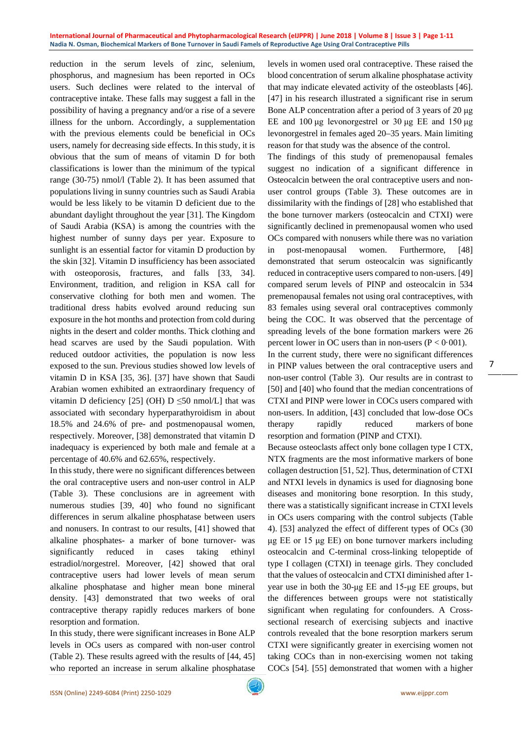reduction in the serum levels of zinc, selenium, phosphorus, and magnesium has been reported in OCs users. Such declines were related to the interval of contraceptive intake. These falls may suggest a fall in the possibility of having a pregnancy and/or a rise of a severe illness for the unborn. Accordingly, a supplementation with the previous elements could be beneficial in OCs users, namely for decreasing side effects. In this study, it is obvious that the sum of means of vitamin D for both classifications is lower than the minimum of the typical range (30-75) nmol/l (Table 2). It has been assumed that populations living in sunny countries such as Saudi Arabia would be less likely to be vitamin D deficient due to the abundant daylight throughout the year [31]. The Kingdom of Saudi Arabia (KSA) is among the countries with the highest number of sunny days per year. Exposure to sunlight is an essential factor for vitamin D production by the skin [32]. Vitamin D insufficiency has been associated with osteoporosis, fractures, and falls [33, 34]. Environment, tradition, and religion in KSA call for conservative clothing for both men and women. The traditional dress habits evolved around reducing sun exposure in the hot months and protection from cold during nights in the desert and colder months. Thick clothing and head scarves are used by the Saudi population. With reduced outdoor activities, the population is now less exposed to the sun. Previous studies showed low levels of vitamin D in KSA [35, 36]. [37] have shown that Saudi Arabian women exhibited an extraordinary frequency of vitamin D deficiency [25] (OH) D $\leq$50 nmol/L] that was associated with secondary hyperparathyroidism in about 18.5% and 24.6% of pre- and postmenopausal women, respectively. Moreover, [38] demonstrated that vitamin D inadequacy is experienced by both male and female at a percentage of 40.6% and 62.65%, respectively.

In this study, there were no significant differences between the oral contraceptive users and non-user control in ALP (Table 3). These conclusions are in agreement with numerous studies [39, 40] who found no significant differences in serum alkaline phosphatase between users and nonusers. In contrast to our results, [41] showed that alkaline phosphates- a marker of bone turnover- was significantly reduced in cases taking ethinyl estradiol/norgestrel. Moreover, [42] showed that oral contraceptive users had lower levels of mean serum alkaline phosphatase and higher mean bone mineral density. [43] demonstrated that two weeks of oral contraceptive therapy rapidly reduces markers of bone resorption and formation.

In this study, there were significant increases in Bone ALP levels in OCs users as compared with non-user control (Table 2). These results agreed with the results of [44, 45] who reported an increase in serum alkaline phosphatase levels in women used oral contraceptive. These raised the blood concentration of serum alkaline phosphatase activity that may indicate elevated activity of the osteoblasts [46]. [47] in his research illustrated a significant rise in serum Bone ALP concentration after a period of 3 years of 20 μg EE and 100 μg levonorgestrel or 30 μg EE and 150 μg levonorgestrel in females aged 20–35 years. Main limiting reason for that study was the absence of the control.

The findings of this study of premenopausal females suggest no indication of a significant difference in Osteocalcin between the oral contraceptive users and non-user control groups (Table 3). These outcomes are in dissimilarity with the findings of [28] who established that the bone turnover markers (osteocalcin and CTXI) were significantly declined in premenopausal women who used OCs compared with nonusers while there was no variation in post-menopausal women. Furthermore, [48] demonstrated that serum osteocalcin was significantly reduced in contraceptive users compared to non-users. [49] compared serum levels of PINP and osteocalcin in 534 premenopausal females not using oral contraceptives, with 83 females using several oral contraceptives commonly being the COC. It was observed that the percentage of spreading levels of the bone formation markers were 26 percent lower in OC users than in non-users ($P < 0{\cdot}001$).

In the current study, there were no significant differences in PINP values between the oral contraceptive users and non-user control (Table 3). Our results are in contrast to [50] and [40] who found that the median concentrations of CTXI and PINP were lower in COCs users compared with non-users. In addition, [43] concluded that low-dose OCs therapy rapidly reduced markers of bone resorption and formation (PINP and CTXI).

Because osteoclasts affect only bone collagen type I CTX, NTX fragments are the most informative markers of bone collagen destruction [51, 52]. Thus, determination of CTXI and NTXI levels in dynamics is used for diagnosing bone diseases and monitoring bone resorption. In this study, there was a statistically significant increase in CTXI levels in OCs users comparing with the control subjects (Table 4). [53] analyzed the effect of different types of OCs (30 μg EE or 15 μg EE) on bone turnover markers including osteocalcin and C-terminal cross-linking telopeptide of type I collagen (CTXI) in teenage girls. They concluded that the values of osteocalcin and CTXI diminished after 1-year use in both the 30-μg EE and 15-μg EE groups, but the differences between groups were not statistically significant when regulating for confounders. A Cross-sectional research of exercising subjects and inactive controls revealed that the bone resorption markers serum CTXI were significantly greater in exercising women not taking COCs than in non-exercising women not taking COCs [54]. [55] demonstrated that women with a higher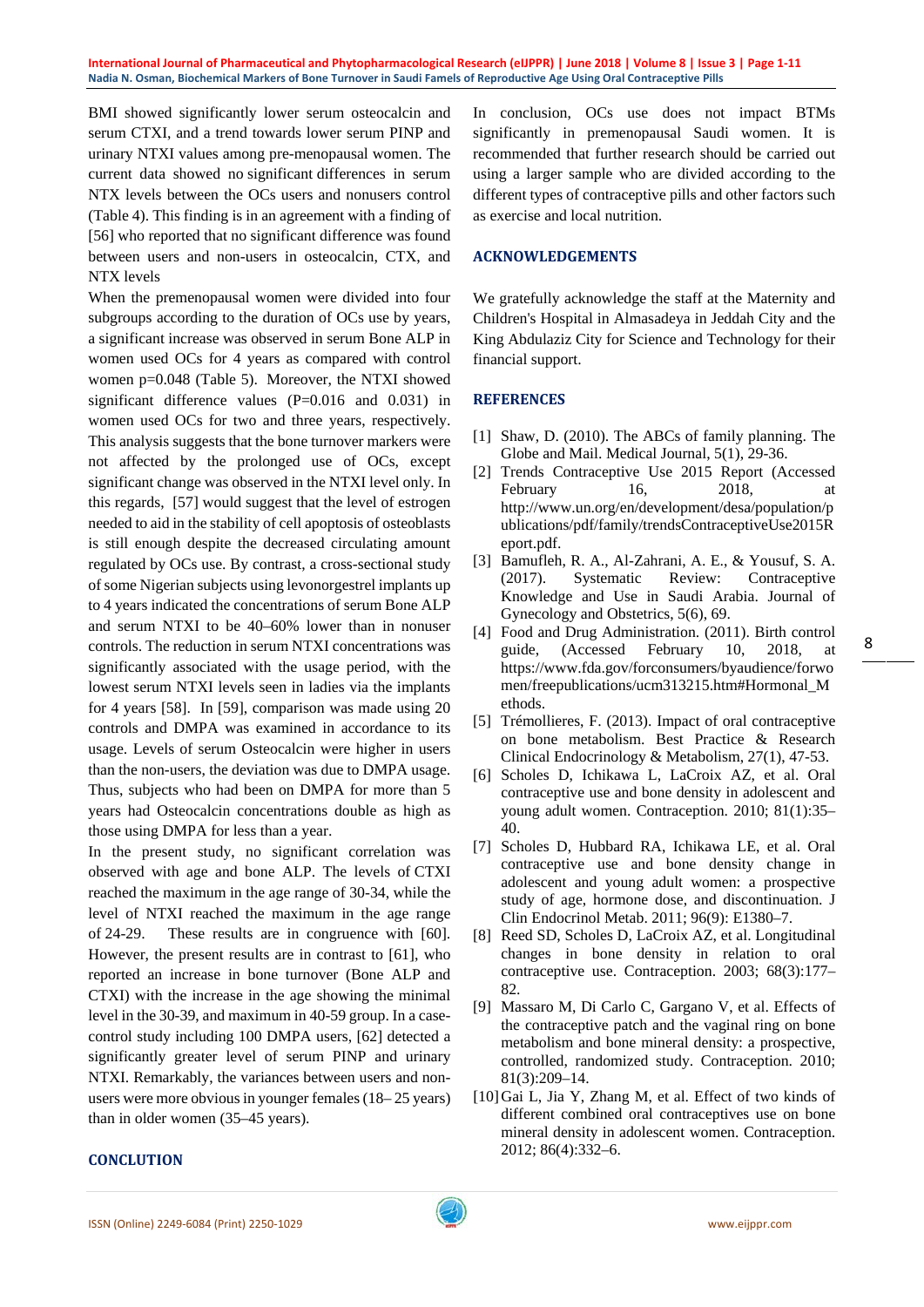BMI showed significantly lower serum osteocalcin and serum CTXI, and a trend towards lower serum PINP and urinary NTXI values among pre-menopausal women. The current data showed no significant differences in serum NTX levels between the OCs users and nonusers control (Table 4). This finding is in an agreement with a finding of [56] who reported that no significant difference was found between users and non-users in osteocalcin, CTX, and NTX levels

When the premenopausal women were divided into four subgroups according to the duration of OCs use by years, a significant increase was observed in serum Bone ALP in women used OCs for 4 years as compared with control women p=0.048 (Table 5). Moreover, the NTXI showed significant difference values (P=0.016 and 0.031) in women used OCs for two and three years, respectively. This analysis suggests that the bone turnover markers were not affected by the prolonged use of OCs, except significant change was observed in the NTXI level only. In this regards, [57] would suggest that the level of estrogen needed to aid in the stability of cell apoptosis of osteoblasts is still enough despite the decreased circulating amount regulated by OCs use. By contrast, a cross-sectional study of some Nigerian subjects using levonorgestrel implants up to 4 years indicated the concentrations of serum Bone ALP and serum NTXI to be 40–60% lower than in nonuser controls. The reduction in serum NTXI concentrations was significantly associated with the usage period, with the lowest serum NTXI levels seen in ladies via the implants for 4 years [58]. In [59], comparison was made using 20 controls and DMPA was examined in accordance to its usage. Levels of serum Osteocalcin were higher in users than the non-users, the deviation was due to DMPA usage. Thus, subjects who had been on DMPA for more than 5 years had Osteocalcin concentrations double as high as those using DMPA for less than a year.

In the present study, no significant correlation was observed with age and bone ALP. The levels of CTXI reached the maximum in the age range of 30-34, while the level of NTXI reached the maximum in the age range of 24-29. These results are in congruence with [60]. However, the present results are in contrast to [61], who reported an increase in bone turnover (Bone ALP and CTXI) with the increase in the age showing the minimal level in the 30-39, and maximum in 40-59 group. In a case-control study including 100 DMPA users, [62] detected a significantly greater level of serum PINP and urinary NTXI. Remarkably, the variances between users and non-users were more obvious in younger females (18– 25 years) than in older women (35–45 years).

## CONCLUTION

In conclusion, OCs use does not impact BTMs significantly in premenopausal Saudi women. It is recommended that further research should be carried out using a larger sample who are divided according to the different types of contraceptive pills and other factors such as exercise and local nutrition.

## ACKNOWLEDGEMENTS

We gratefully acknowledge the staff at the Maternity and Children's Hospital in Almasadeya in Jeddah City and the King Abdulaziz City for Science and Technology for their financial support.

## REFERENCES

[1] Shaw, D. (2010). The ABCs of family planning. The Globe and Mail. Medical Journal, 5(1), 29-36.

[2] Trends Contraceptive Use 2015 Report (Accessed February 16, 2018, at http://www.un.org/en/development/desa/population/publications/pdf/family/trendsContraceptiveUse2015Report.pdf.

[3] Bamufleh, R. A., Al-Zahrani, A. E., & Yousuf, S. A. (2017). Systematic Review: Contraceptive Knowledge and Use in Saudi Arabia. Journal of Gynecology and Obstetrics, 5(6), 69.

[4] Food and Drug Administration. (2011). Birth control guide, (Accessed February 10, 2018, at https://www.fda.gov/forconsumers/byaudience/forwomen/freepublications/ucm313215.htm#Hormonal_Methods.

[5] Trémollieres, F. (2013). Impact of oral contraceptive on bone metabolism. Best Practice & Research Clinical Endocrinology & Metabolism, 27(1), 47-53.

[6] Scholes D, Ichikawa L, LaCroix AZ, et al. Oral contraceptive use and bone density in adolescent and young adult women. Contraception. 2010; 81(1):35–40.

[7] Scholes D, Hubbard RA, Ichikawa LE, et al. Oral contraceptive use and bone density change in adolescent and young adult women: a prospective study of age, hormone dose, and discontinuation. J Clin Endocrinol Metab. 2011; 96(9): E1380–7.

[8] Reed SD, Scholes D, LaCroix AZ, et al. Longitudinal changes in bone density in relation to oral contraceptive use. Contraception. 2003; 68(3):177–82.

[9] Massaro M, Di Carlo C, Gargano V, et al. Effects of the contraceptive patch and the vaginal ring on bone metabolism and bone mineral density: a prospective, controlled, randomized study. Contraception. 2010; 81(3):209–14.

[10] Gai L, Jia Y, Zhang M, et al. Effect of two kinds of different combined oral contraceptives use on bone mineral density in adolescent women. Contraception. 2012; 86(4):332–6.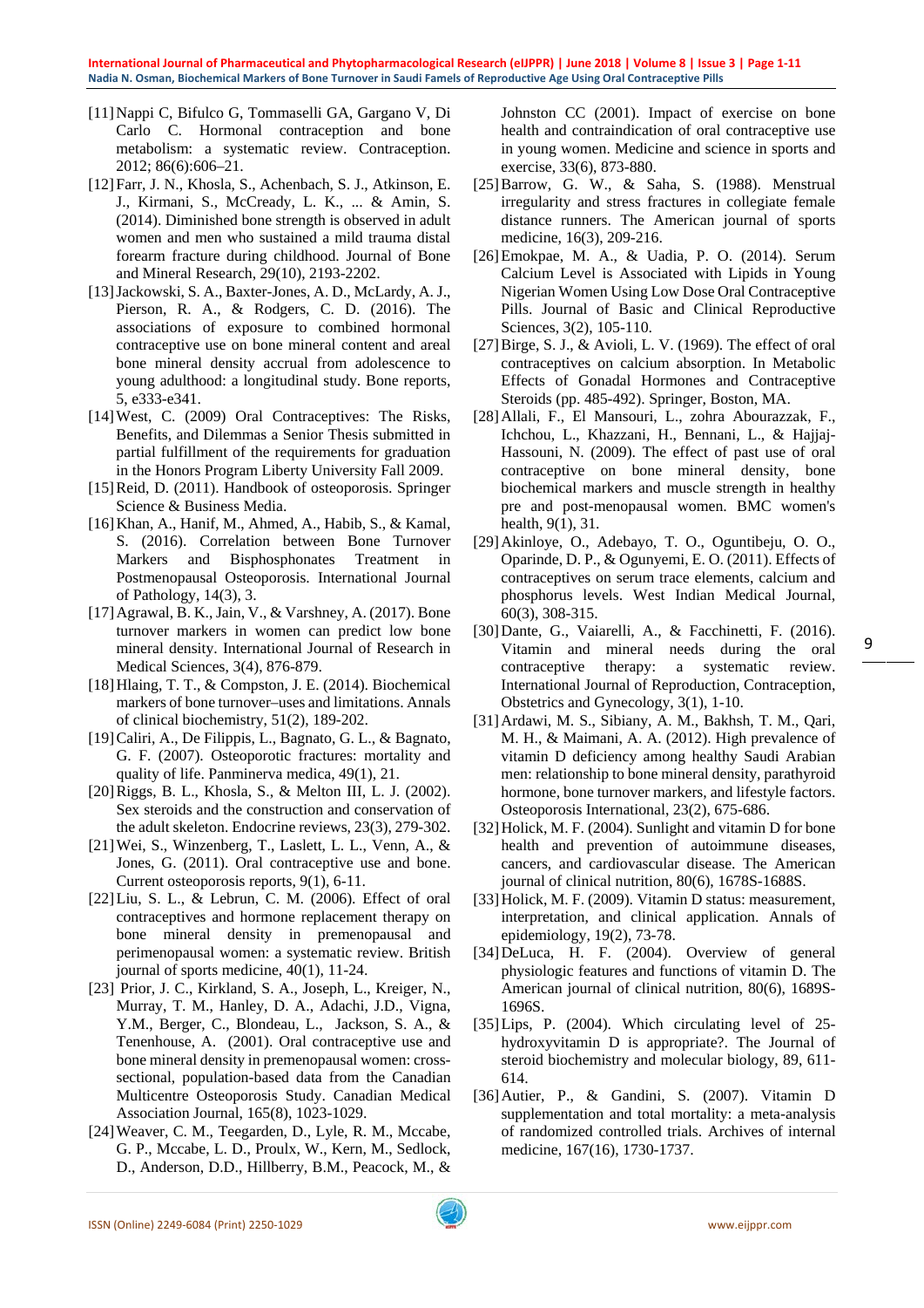[11] Nappi C, Bifulco G, Tommaselli GA, Gargano V, Di Carlo C. Hormonal contraception and bone metabolism: a systematic review. Contraception. 2012; 86(6):606–21.

[12] Farr, J. N., Khosla, S., Achenbach, S. J., Atkinson, E. J., Kirmani, S., McCready, L. K., ... & Amin, S. (2014). Diminished bone strength is observed in adult women and men who sustained a mild trauma distal forearm fracture during childhood. Journal of Bone and Mineral Research, 29(10), 2193-2202.

[13] Jackowski, S. A., Baxter-Jones, A. D., McLardy, A. J., Pierson, R. A., & Rodgers, C. D. (2016). The associations of exposure to combined hormonal contraceptive use on bone mineral content and areal bone mineral density accrual from adolescence to young adulthood: a longitudinal study. Bone reports, 5, e333-e341.

[14] West, C. (2009) Oral Contraceptives: The Risks, Benefits, and Dilemmas a Senior Thesis submitted in partial fulfillment of the requirements for graduation in the Honors Program Liberty University Fall 2009.

[15] Reid, D. (2011). Handbook of osteoporosis. Springer Science & Business Media.

[16] Khan, A., Hanif, M., Ahmed, A., Habib, S., & Kamal, S. (2016). Correlation between Bone Turnover Markers and Bisphosphonates Treatment in Postmenopausal Osteoporosis. International Journal of Pathology, 14(3), 3.

[17] Agrawal, B. K., Jain, V., & Varshney, A. (2017). Bone turnover markers in women can predict low bone mineral density. International Journal of Research in Medical Sciences, 3(4), 876-879.

[18] Hlaing, T. T., & Compston, J. E. (2014). Biochemical markers of bone turnover–uses and limitations. Annals of clinical biochemistry, 51(2), 189-202.

[19] Caliri, A., De Filippis, L., Bagnato, G. L., & Bagnato, G. F. (2007). Osteoporotic fractures: mortality and quality of life. Panminerva medica, 49(1), 21.

[20] Riggs, B. L., Khosla, S., & Melton III, L. J. (2002). Sex steroids and the construction and conservation of the adult skeleton. Endocrine reviews, 23(3), 279-302.

[21] Wei, S., Winzenberg, T., Laslett, L. L., Venn, A., & Jones, G. (2011). Oral contraceptive use and bone. Current osteoporosis reports, 9(1), 6-11.

[22] Liu, S. L., & Lebrun, C. M. (2006). Effect of oral contraceptives and hormone replacement therapy on bone mineral density in premenopausal and perimenopausal women: a systematic review. British journal of sports medicine, 40(1), 11-24.

[23] Prior, J. C., Kirkland, S. A., Joseph, L., Kreiger, N., Murray, T. M., Hanley, D. A., Adachi, J.D., Vigna, Y.M., Berger, C., Blondeau, L., Jackson, S. A., & Tenenhouse, A. (2001). Oral contraceptive use and bone mineral density in premenopausal women: cross-sectional, population-based data from the Canadian Multicentre Osteoporosis Study. Canadian Medical Association Journal, 165(8), 1023-1029.

[24] Weaver, C. M., Teegarden, D., Lyle, R. M., Mccabe, G. P., Mccabe, L. D., Proulx, W., Kern, M., Sedlock, D., Anderson, D.D., Hillberry, B.M., Peacock, M., & Johnston CC (2001). Impact of exercise on bone health and contraindication of oral contraceptive use in young women. Medicine and science in sports and exercise, 33(6), 873-880.

[25] Barrow, G. W., & Saha, S. (1988). Menstrual irregularity and stress fractures in collegiate female distance runners. The American journal of sports medicine, 16(3), 209-216.

[26] Emokpae, M. A., & Uadia, P. O. (2014). Serum Calcium Level is Associated with Lipids in Young Nigerian Women Using Low Dose Oral Contraceptive Pills. Journal of Basic and Clinical Reproductive Sciences, 3(2), 105-110.

[27] Birge, S. J., & Avioli, L. V. (1969). The effect of oral contraceptives on calcium absorption. In Metabolic Effects of Gonadal Hormones and Contraceptive Steroids (pp. 485-492). Springer, Boston, MA.

[28] Allali, F., El Mansouri, L., zohra Abourazzak, F., Ichchou, L., Khazzani, H., Bennani, L., & Hajjaj-Hassouni, N. (2009). The effect of past use of oral contraceptive on bone mineral density, bone biochemical markers and muscle strength in healthy pre and post-menopausal women. BMC women's health, 9(1), 31.

[29] Akinloye, O., Adebayo, T. O., Oguntibeju, O. O., Oparinde, D. P., & Ogunyemi, E. O. (2011). Effects of contraceptives on serum trace elements, calcium and phosphorus levels. West Indian Medical Journal, 60(3), 308-315.

[30] Dante, G., Vaiarelli, A., & Facchinetti, F. (2016). Vitamin and mineral needs during the oral contraceptive therapy: a systematic review. International Journal of Reproduction, Contraception, Obstetrics and Gynecology, 3(1), 1-10.

[31] Ardawi, M. S., Sibiany, A. M., Bakhsh, T. M., Qari, M. H., & Maimani, A. A. (2012). High prevalence of vitamin D deficiency among healthy Saudi Arabian men: relationship to bone mineral density, parathyroid hormone, bone turnover markers, and lifestyle factors. Osteoporosis International, 23(2), 675-686.

[32] Holick, M. F. (2004). Sunlight and vitamin D for bone health and prevention of autoimmune diseases, cancers, and cardiovascular disease. The American journal of clinical nutrition, 80(6), 1678S-1688S.

[33] Holick, M. F. (2009). Vitamin D status: measurement, interpretation, and clinical application. Annals of epidemiology, 19(2), 73-78.

[34] DeLuca, H. F. (2004). Overview of general physiologic features and functions of vitamin D. The American journal of clinical nutrition, 80(6), 1689S-1696S.

[35] Lips, P. (2004). Which circulating level of 25-hydroxyvitamin D is appropriate?. The Journal of steroid biochemistry and molecular biology, 89, 611-614.

[36] Autier, P., & Gandini, S. (2007). Vitamin D supplementation and total mortality: a meta-analysis of randomized controlled trials. Archives of internal medicine, 167(16), 1730-1737.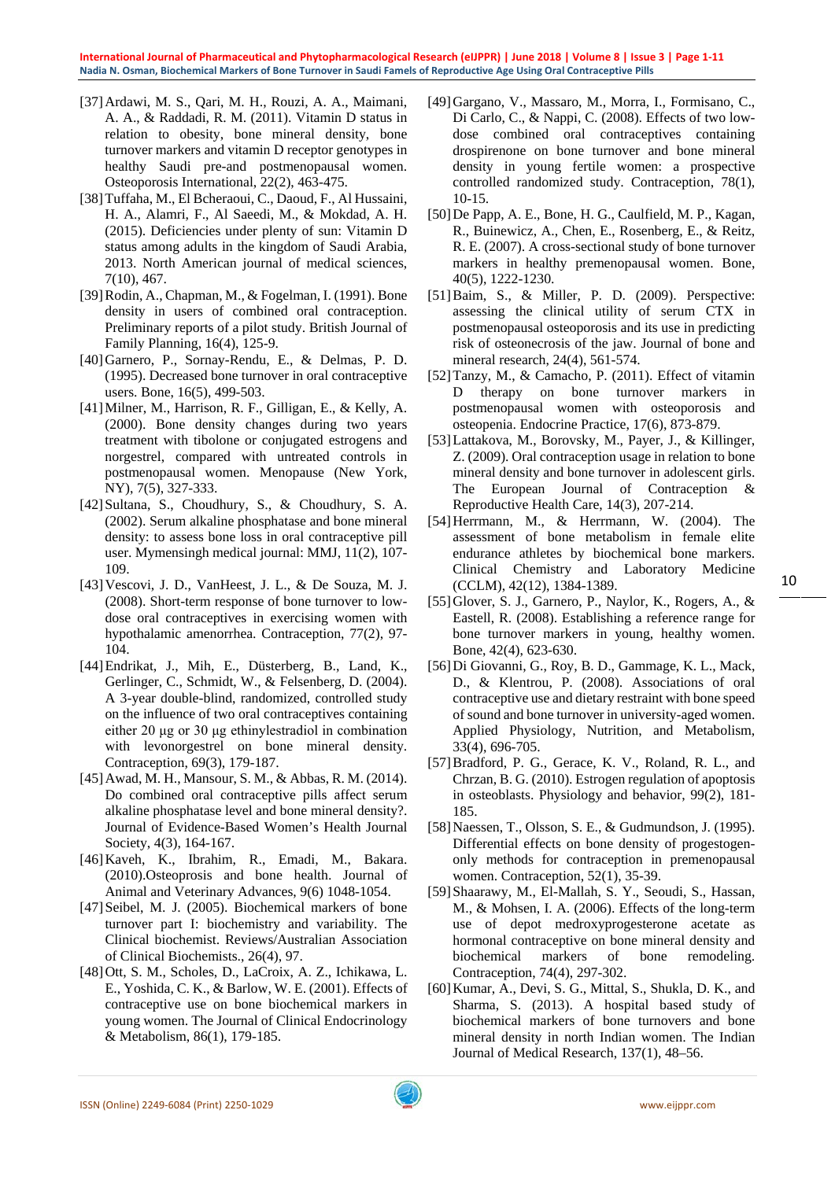[37] Ardawi, M. S., Qari, M. H., Rouzi, A. A., Maimani, A. A., & Raddadi, R. M. (2011). Vitamin D status in relation to obesity, bone mineral density, bone turnover markers and vitamin D receptor genotypes in healthy Saudi pre-and postmenopausal women. Osteoporosis International, 22(2), 463-475.

[38] Tuffaha, M., El Bcheraoui, C., Daoud, F., Al Hussaini, H. A., Alamri, F., Al Saeedi, M., & Mokdad, A. H. (2015). Deficiencies under plenty of sun: Vitamin D status among adults in the kingdom of Saudi Arabia, 2013. North American journal of medical sciences, 7(10), 467.

[39] Rodin, A., Chapman, M., & Fogelman, I. (1991). Bone density in users of combined oral contraception. Preliminary reports of a pilot study. British Journal of Family Planning, 16(4), 125-9.

[40] Garnero, P., Sornay-Rendu, E., & Delmas, P. D. (1995). Decreased bone turnover in oral contraceptive users. Bone, 16(5), 499-503.

[41] Milner, M., Harrison, R. F., Gilligan, E., & Kelly, A. (2000). Bone density changes during two years treatment with tibolone or conjugated estrogens and norgestrel, compared with untreated controls in postmenopausal women. Menopause (New York, NY), 7(5), 327-333.

[42] Sultana, S., Choudhury, S., & Choudhury, S. A. (2002). Serum alkaline phosphatase and bone mineral density: to assess bone loss in oral contraceptive pill user. Mymensingh medical journal: MMJ, 11(2), 107-109.

[43] Vescovi, J. D., VanHeest, J. L., & De Souza, M. J. (2008). Short-term response of bone turnover to low-dose oral contraceptives in exercising women with hypothalamic amenorrhea. Contraception, 77(2), 97-104.

[44] Endrikat, J., Mih, E., Düsterberg, B., Land, K., Gerlinger, C., Schmidt, W., & Felsenberg, D. (2004). A 3-year double-blind, randomized, controlled study on the influence of two oral contraceptives containing either 20 µg or 30 µg ethinylestradiol in combination with levonorgestrel on bone mineral density. Contraception, 69(3), 179-187.

[45] Awad, M. H., Mansour, S. M., & Abbas, R. M. (2014). Do combined oral contraceptive pills affect serum alkaline phosphatase level and bone mineral density?. Journal of Evidence-Based Women's Health Journal Society, 4(3), 164-167.

[46] Kaveh, K., Ibrahim, R., Emadi, M., Bakara. (2010).Osteoprosis and bone health. Journal of Animal and Veterinary Advances, 9(6) 1048-1054.

[47] Seibel, M. J. (2005). Biochemical markers of bone turnover part I: biochemistry and variability. The Clinical biochemist. Reviews/Australian Association of Clinical Biochemists., 26(4), 97.

[48] Ott, S. M., Scholes, D., LaCroix, A. Z., Ichikawa, L. E., Yoshida, C. K., & Barlow, W. E. (2001). Effects of contraceptive use on bone biochemical markers in young women. The Journal of Clinical Endocrinology & Metabolism, 86(1), 179-185.

[49] Gargano, V., Massaro, M., Morra, I., Formisano, C., Di Carlo, C., & Nappi, C. (2008). Effects of two low-dose combined oral contraceptives containing drospirenone on bone turnover and bone mineral density in young fertile women: a prospective controlled randomized study. Contraception, 78(1), 10-15.

[50] De Papp, A. E., Bone, H. G., Caulfield, M. P., Kagan, R., Buinewicz, A., Chen, E., Rosenberg, E., & Reitz, R. E. (2007). A cross-sectional study of bone turnover markers in healthy premenopausal women. Bone, 40(5), 1222-1230.

[51] Baim, S., & Miller, P. D. (2009). Perspective: assessing the clinical utility of serum CTX in postmenopausal osteoporosis and its use in predicting risk of osteonecrosis of the jaw. Journal of bone and mineral research, 24(4), 561-574.

[52] Tanzy, M., & Camacho, P. (2011). Effect of vitamin D therapy on bone turnover markers in postmenopausal women with osteoporosis and osteopenia. Endocrine Practice, 17(6), 873-879.

[53] Lattakova, M., Borovsky, M., Payer, J., & Killinger, Z. (2009). Oral contraception usage in relation to bone mineral density and bone turnover in adolescent girls. The European Journal of Contraception & Reproductive Health Care, 14(3), 207-214.

[54] Herrmann, M., & Herrmann, W. (2004). The assessment of bone metabolism in female elite endurance athletes by biochemical bone markers. Clinical Chemistry and Laboratory Medicine (CCLM), 42(12), 1384-1389.

[55] Glover, S. J., Garnero, P., Naylor, K., Rogers, A., & Eastell, R. (2008). Establishing a reference range for bone turnover markers in young, healthy women. Bone, 42(4), 623-630.

[56] Di Giovanni, G., Roy, B. D., Gammage, K. L., Mack, D., & Klentrou, P. (2008). Associations of oral contraceptive use and dietary restraint with bone speed of sound and bone turnover in university-aged women. Applied Physiology, Nutrition, and Metabolism, 33(4), 696-705.

[57] Bradford, P. G., Gerace, K. V., Roland, R. L., and Chrzan, B. G. (2010). Estrogen regulation of apoptosis in osteoblasts. Physiology and behavior, 99(2), 181-185.

[58] Naessen, T., Olsson, S. E., & Gudmundson, J. (1995). Differential effects on bone density of progestogen-only methods for contraception in premenopausal women. Contraception, 52(1), 35-39.

[59] Shaarawy, M., El-Mallah, S. Y., Seoudi, S., Hassan, M., & Mohsen, I. A. (2006). Effects of the long-term use of depot medroxyprogesterone acetate as hormonal contraceptive on bone mineral density and biochemical markers of bone remodeling. Contraception, 74(4), 297-302.

[60] Kumar, A., Devi, S. G., Mittal, S., Shukla, D. K., and Sharma, S. (2013). A hospital based study of biochemical markers of bone turnovers and bone mineral density in north Indian women. The Indian Journal of Medical Research, 137(1), 48–56.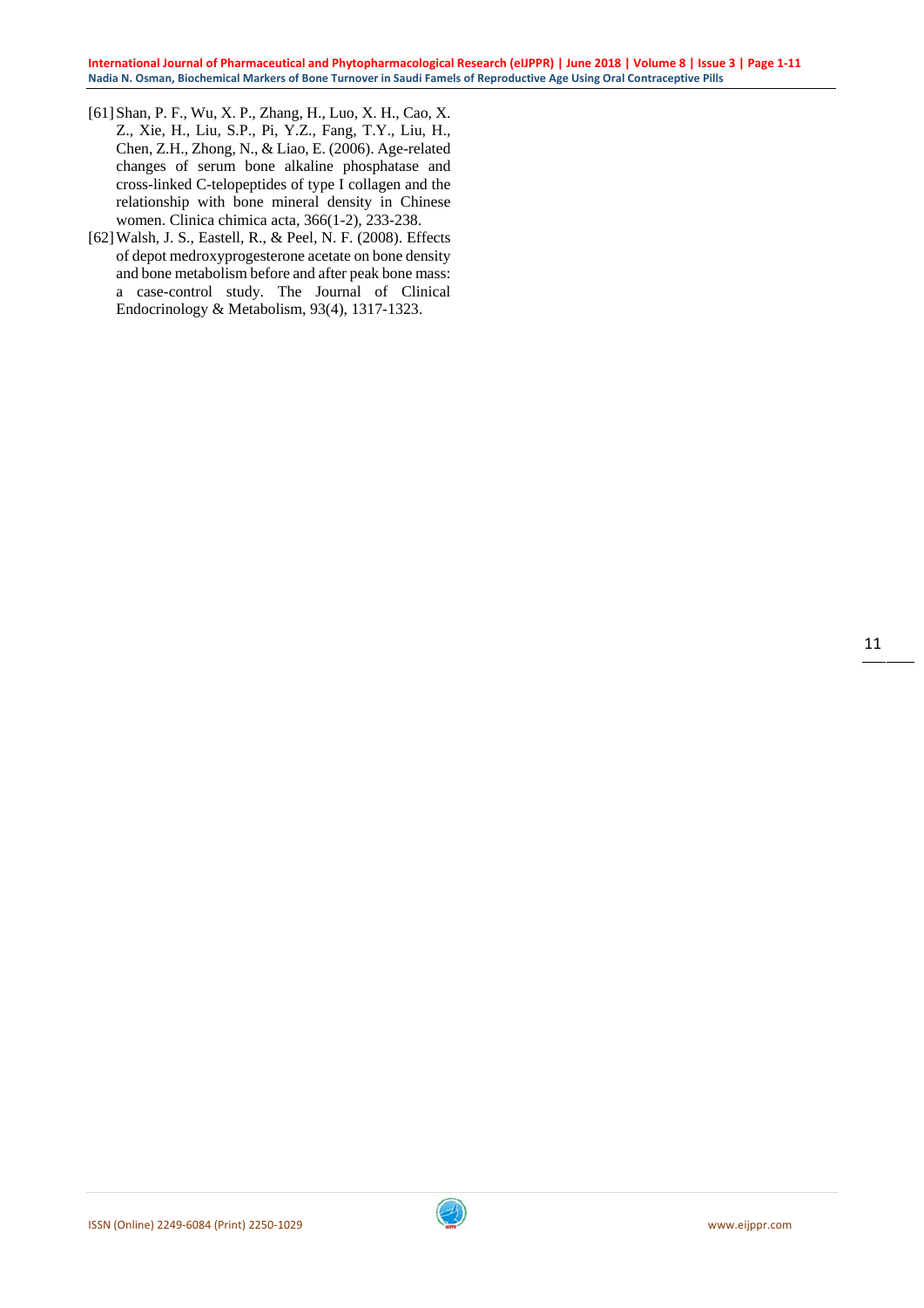[61] Shan, P. F., Wu, X. P., Zhang, H., Luo, X. H., Cao, X. Z., Xie, H., Liu, S.P., Pi, Y.Z., Fang, T.Y., Liu, H., Chen, Z.H., Zhong, N., & Liao, E. (2006). Age-related changes of serum bone alkaline phosphatase and cross-linked C-telopeptides of type I collagen and the relationship with bone mineral density in Chinese women. Clinica chimica acta, 366(1-2), 233-238.

[62] Walsh, J. S., Eastell, R., & Peel, N. F. (2008). Effects of depot medroxyprogesterone acetate on bone density and bone metabolism before and after peak bone mass: a case-control study. The Journal of Clinical Endocrinology & Metabolism, 93(4), 1317-1323.